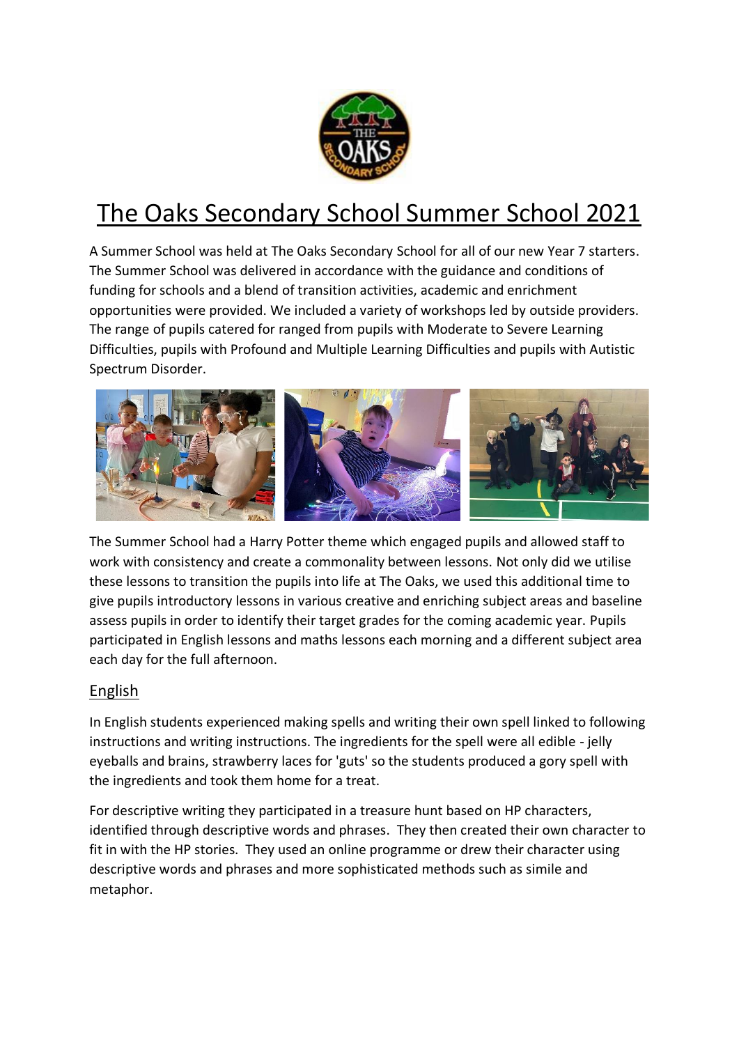# The Oaks Secondary School Summer School 2021

A Summer School was held at The Oaks Secondary School for all of our new Year 7 starters. The Summer School was delivered in accordance with the guidance and conditions of funding for schools and a blend of transition activities, academic and enrichment opportunities were provided. We included a variety of workshops led by outside providers. The range of pupils catered for ranged from pupils with Moderate to Severe Learning Difficulties, pupils with Profound and Multiple Learning Difficulties and pupils with Autistic Spectrum Disorder.

The Summer School had a Harry Potter theme which engaged pupils and allowed staff to work with consistency and create a commonality between lessons. Not only did we utilise these lessons to transition the pupils into life at The Oaks, we used this additional time to give pupils introductory lessons in various creative and enriching subject areas and baseline assess pupils in order to identify their target grades for the coming academic year. Pupils participated in English lessons and maths lessons each morning and a different subject area each day for the full afternoon.

## English

In English students experienced making spells and writing their own spell linked to following instructions and writing instructions. The ingredients for the spell were all edible - jelly eyeballs and brains, strawberry laces for 'guts' so the students produced a gory spell with the ingredients and took them home for a treat.

For descriptive writing they participated in a treasure hunt based on HP characters, identified through descriptive words and phrases. They then created their own character to fit in with the HP stories. They used an online programme or drew their character using descriptive words and phrases and more sophisticated methods such as simile and metaphor.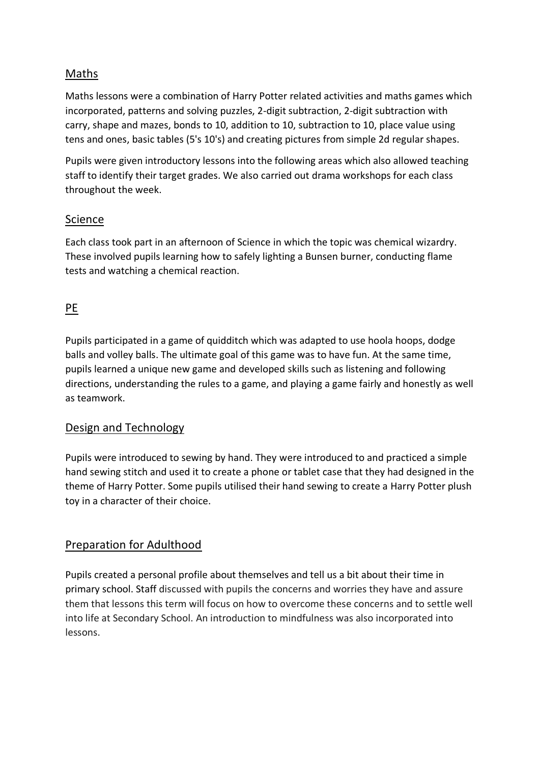## Maths

Maths lessons were a combination of Harry Potter related activities and maths games which incorporated, patterns and solving puzzles, 2-digit subtraction, 2-digit subtraction with carry, shape and mazes, bonds to 10, addition to 10, subtraction to 10, place value using tens and ones, basic tables (5's 10's) and creating pictures from simple 2d regular shapes.

Pupils were given introductory lessons into the following areas which also allowed teaching staff to identify their target grades. We also carried out drama workshops for each class throughout the week.

## Science

Each class took part in an afternoon of Science in which the topic was chemical wizardry. These involved pupils learning how to safely lighting a Bunsen burner, conducting flame tests and watching a chemical reaction.

## PE

Pupils participated in a game of quidditch which was adapted to use hoola hoops, dodge balls and volley balls. The ultimate goal of this game was to have fun. At the same time, pupils learned a unique new game and developed skills such as listening and following directions, understanding the rules to a game, and playing a game fairly and honestly as well as teamwork.

## Design and Technology

Pupils were introduced to sewing by hand. They were introduced to and practiced a simple hand sewing stitch and used it to create a phone or tablet case that they had designed in the theme of Harry Potter. Some pupils utilised their hand sewing to create a Harry Potter plush toy in a character of their choice.

## Preparation for Adulthood

Pupils created a personal profile about themselves and tell us a bit about their time in primary school. Staff discussed with pupils the concerns and worries they have and assure them that lessons this term will focus on how to overcome these concerns and to settle well into life at Secondary School. An introduction to mindfulness was also incorporated into lessons.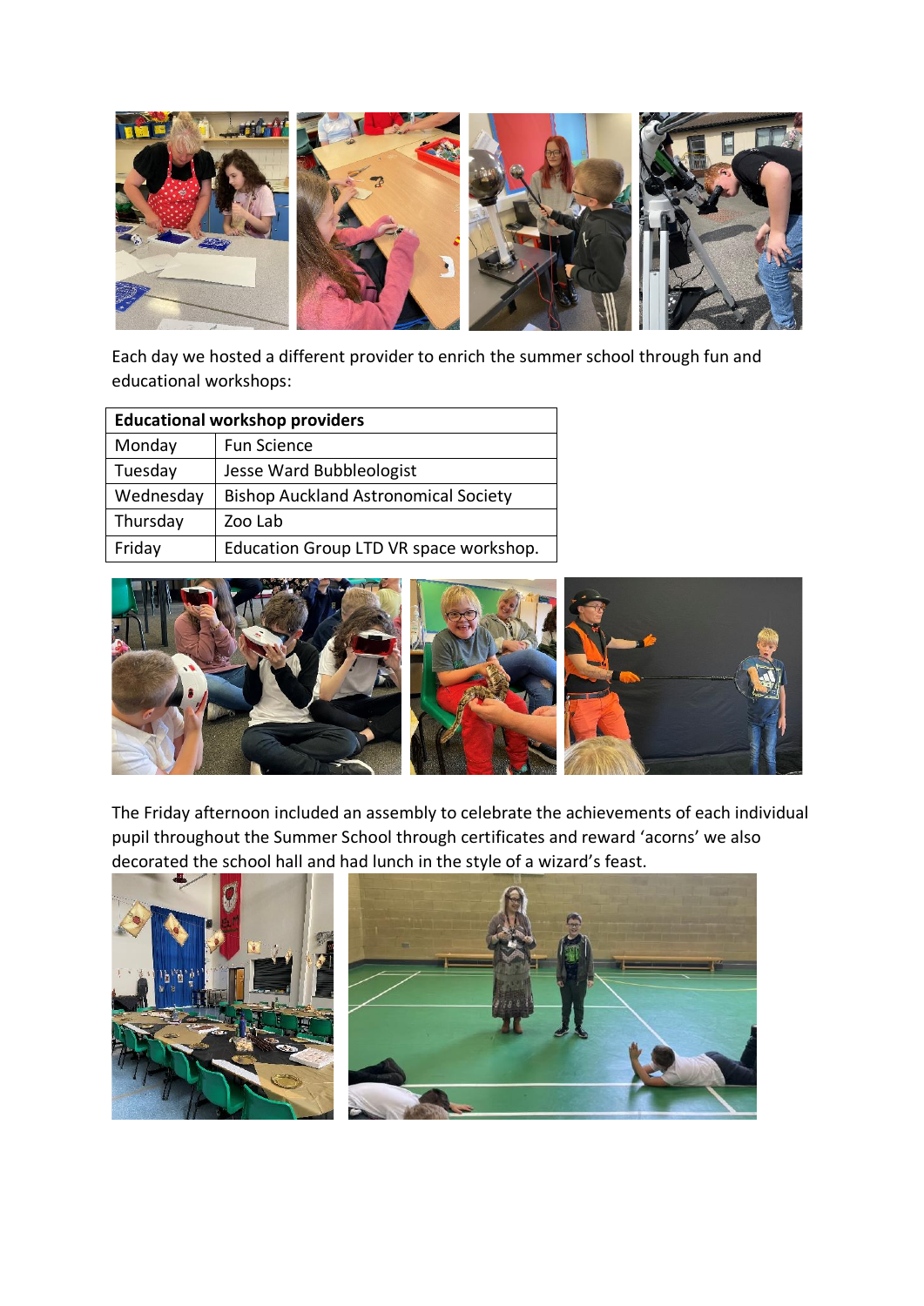Each day we hosted a different provider to enrich the summer school through fun and educational workshops:

| Educational workshop providers | |
|---|---|
| Monday | Fun Science |
| Tuesday | Jesse Ward Bubbleologist |
| Wednesday | Bishop Auckland Astronomical Society |
| Thursday | Zoo Lab |
| Friday | Education Group LTD VR space workshop. |

The Friday afternoon included an assembly to celebrate the achievements of each individual pupil throughout the Summer School through certificates and reward 'acorns' we also decorated the school hall and had lunch in the style of a wizard's feast.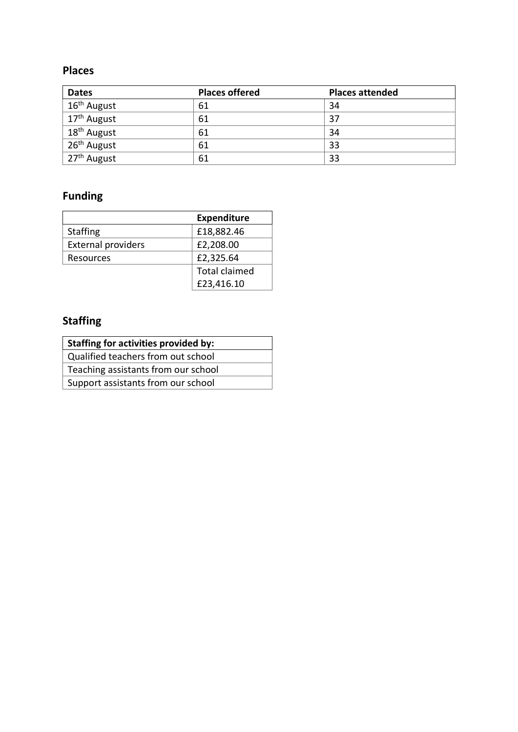## Places

| Dates | Places offered | Places attended |
|---|---|---|
| 16th August | 61 | 34 |
| 17th August | 61 | 37 |
| 18th August | 61 | 34 |
| 26th August | 61 | 33 |
| 27th August | 61 | 33 |

## Funding

| | Expenditure |
|---|---|
| Staffing | £18,882.46 |
| External providers | £2,208.00 |
| Resources | £2,325.64 |
| | Total claimed £23,416.10 |

## Staffing

| Staffing for activities provided by: |
|---|
| Qualified teachers from out school |
| Teaching assistants from our school |
| Support assistants from our school |